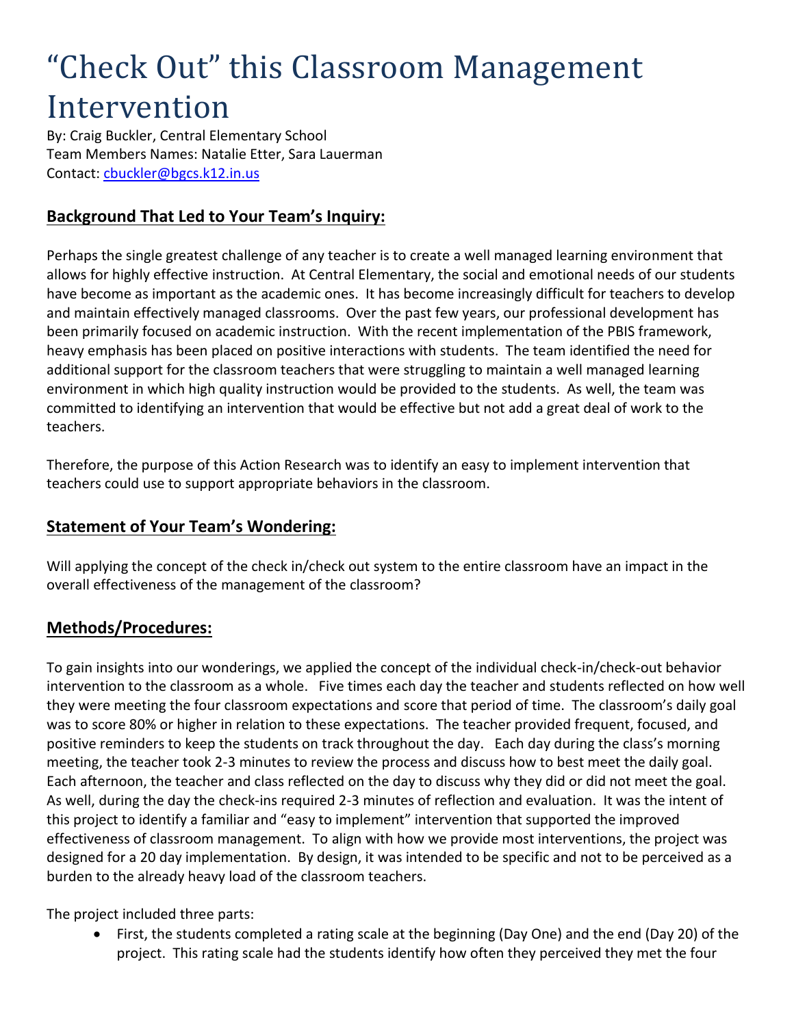# "Check Out" this Classroom Management Intervention

By: Craig Buckler, Central Elementary School
Team Members Names: Natalie Etter, Sara Lauerman
Contact: [cbuckler@bgcs.k12.in.us](mailto:cbuckler@bgcs.k12.in.us)

## Background That Led to Your Team's Inquiry:

Perhaps the single greatest challenge of any teacher is to create a well managed learning environment that allows for highly effective instruction. At Central Elementary, the social and emotional needs of our students have become as important as the academic ones. It has become increasingly difficult for teachers to develop and maintain effectively managed classrooms. Over the past few years, our professional development has been primarily focused on academic instruction. With the recent implementation of the PBIS framework, heavy emphasis has been placed on positive interactions with students. The team identified the need for additional support for the classroom teachers that were struggling to maintain a well managed learning environment in which high quality instruction would be provided to the students. As well, the team was committed to identifying an intervention that would be effective but not add a great deal of work to the teachers.

Therefore, the purpose of this Action Research was to identify an easy to implement intervention that teachers could use to support appropriate behaviors in the classroom.

## Statement of Your Team's Wondering:

Will applying the concept of the check in/check out system to the entire classroom have an impact in the overall effectiveness of the management of the classroom?

## Methods/Procedures:

To gain insights into our wonderings, we applied the concept of the individual check-in/check-out behavior intervention to the classroom as a whole. Five times each day the teacher and students reflected on how well they were meeting the four classroom expectations and score that period of time. The classroom's daily goal was to score 80% or higher in relation to these expectations. The teacher provided frequent, focused, and positive reminders to keep the students on track throughout the day. Each day during the class's morning meeting, the teacher took 2-3 minutes to review the process and discuss how to best meet the daily goal. Each afternoon, the teacher and class reflected on the day to discuss why they did or did not meet the goal. As well, during the day the check-ins required 2-3 minutes of reflection and evaluation. It was the intent of this project to identify a familiar and "easy to implement" intervention that supported the improved effectiveness of classroom management. To align with how we provide most interventions, the project was designed for a 20 day implementation. By design, it was intended to be specific and not to be perceived as a burden to the already heavy load of the classroom teachers.

The project included three parts:

- First, the students completed a rating scale at the beginning (Day One) and the end (Day 20) of the project. This rating scale had the students identify how often they perceived they met the four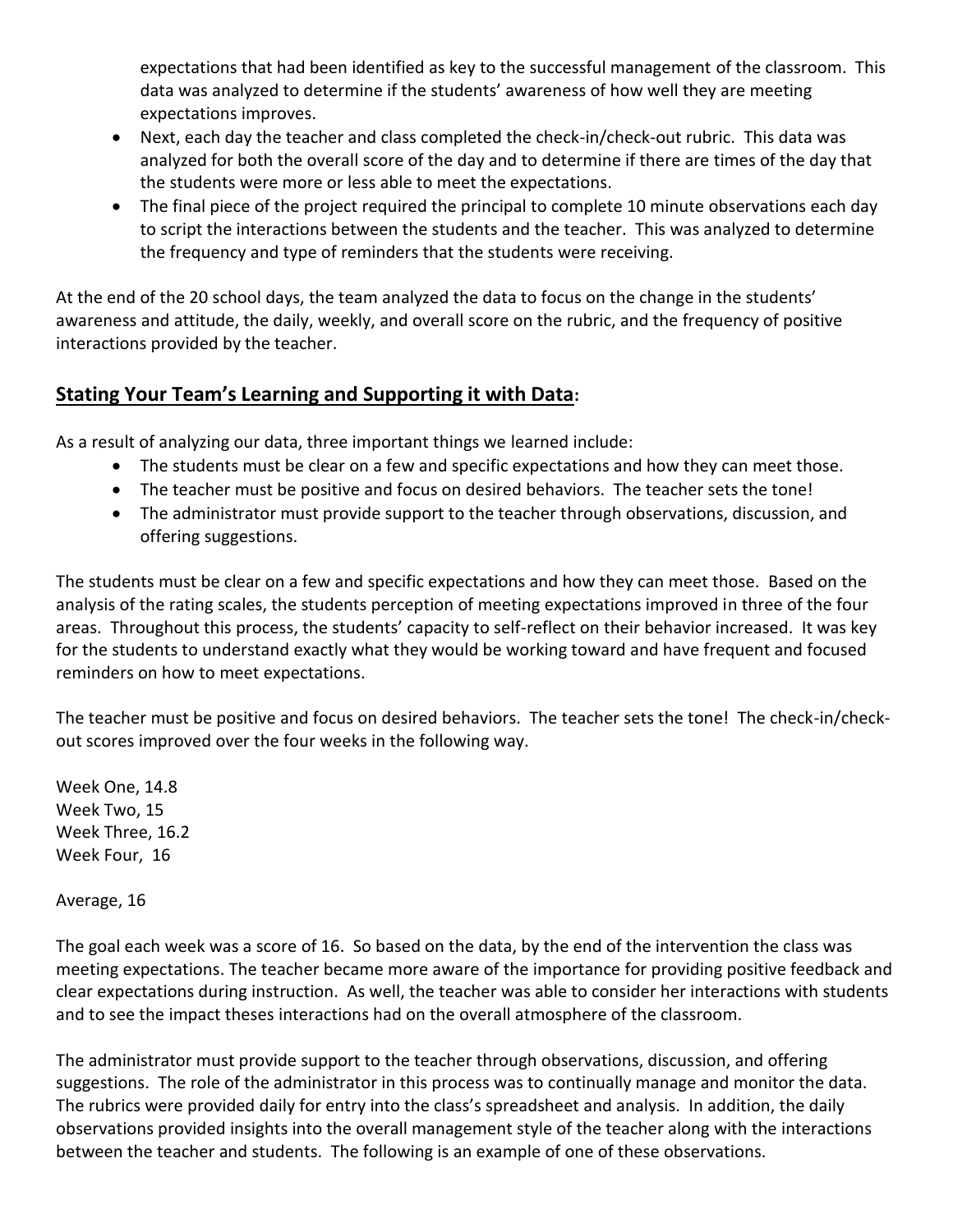expectations that had been identified as key to the successful management of the classroom. This data was analyzed to determine if the students' awareness of how well they are meeting expectations improves.

- Next, each day the teacher and class completed the check-in/check-out rubric. This data was analyzed for both the overall score of the day and to determine if there are times of the day that the students were more or less able to meet the expectations.
- The final piece of the project required the principal to complete 10 minute observations each day to script the interactions between the students and the teacher. This was analyzed to determine the frequency and type of reminders that the students were receiving.

At the end of the 20 school days, the team analyzed the data to focus on the change in the students' awareness and attitude, the daily, weekly, and overall score on the rubric, and the frequency of positive interactions provided by the teacher.

## **Stating Your Team's Learning and Supporting it with Data:**

As a result of analyzing our data, three important things we learned include:

- The students must be clear on a few and specific expectations and how they can meet those.
- The teacher must be positive and focus on desired behaviors. The teacher sets the tone!
- The administrator must provide support to the teacher through observations, discussion, and offering suggestions.

The students must be clear on a few and specific expectations and how they can meet those. Based on the analysis of the rating scales, the students perception of meeting expectations improved in three of the four areas. Throughout this process, the students' capacity to self-reflect on their behavior increased. It was key for the students to understand exactly what they would be working toward and have frequent and focused reminders on how to meet expectations.

The teacher must be positive and focus on desired behaviors. The teacher sets the tone! The check-in/check-out scores improved over the four weeks in the following way.

Week One, 14.8
Week Two, 15
Week Three, 16.2
Week Four, 16

Average, 16

The goal each week was a score of 16. So based on the data, by the end of the intervention the class was meeting expectations. The teacher became more aware of the importance for providing positive feedback and clear expectations during instruction. As well, the teacher was able to consider her interactions with students and to see the impact theses interactions had on the overall atmosphere of the classroom.

The administrator must provide support to the teacher through observations, discussion, and offering suggestions. The role of the administrator in this process was to continually manage and monitor the data. The rubrics were provided daily for entry into the class's spreadsheet and analysis. In addition, the daily observations provided insights into the overall management style of the teacher along with the interactions between the teacher and students. The following is an example of one of these observations.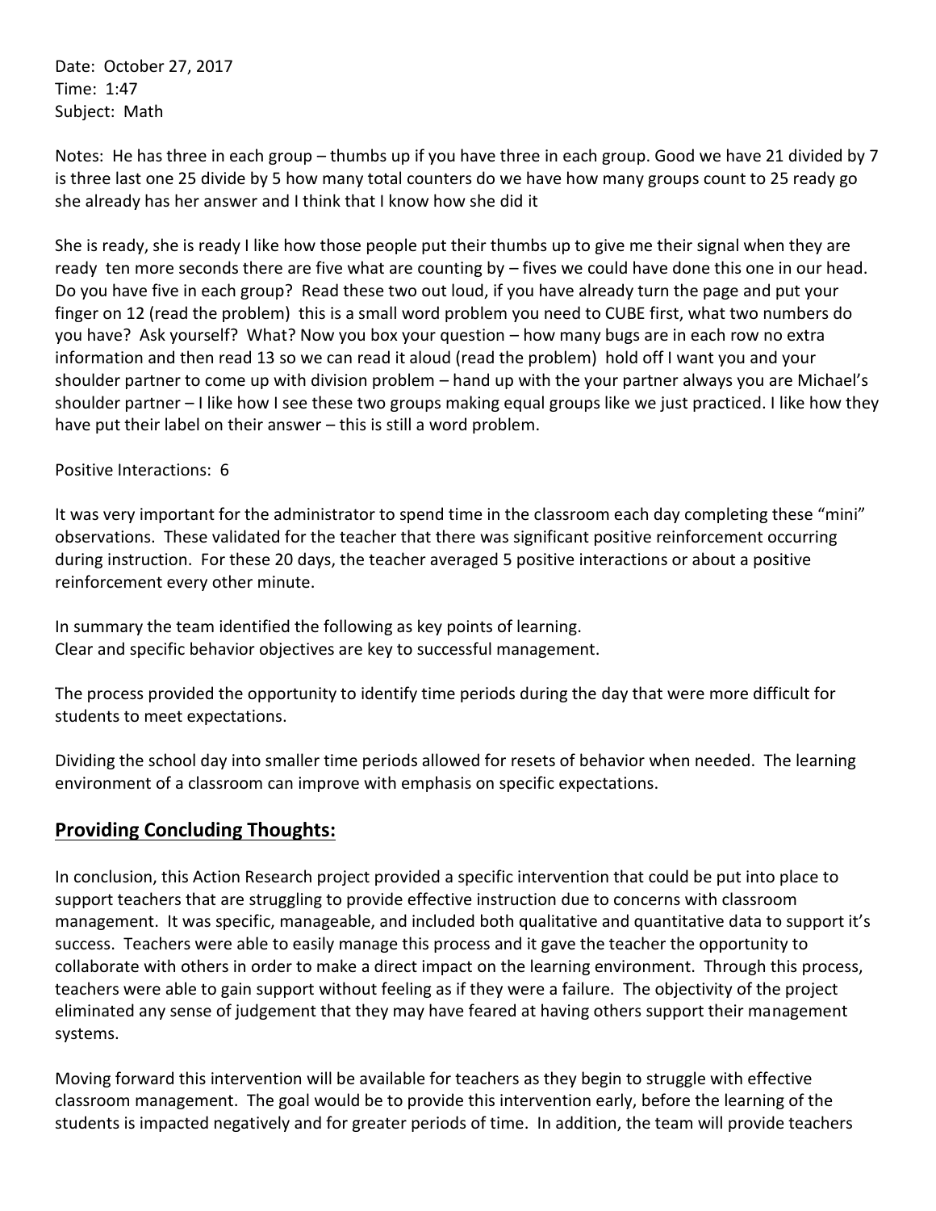Date: October 27, 2017
Time: 1:47
Subject: Math

Notes: He has three in each group – thumbs up if you have three in each group. Good we have 21 divided by 7 is three last one 25 divide by 5 how many total counters do we have how many groups count to 25 ready go she already has her answer and I think that I know how she did it

She is ready, she is ready I like how those people put their thumbs up to give me their signal when they are ready ten more seconds there are five what are counting by – fives we could have done this one in our head. Do you have five in each group? Read these two out loud, if you have already turn the page and put your finger on 12 (read the problem) this is a small word problem you need to CUBE first, what two numbers do you have? Ask yourself? What? Now you box your question – how many bugs are in each row no extra information and then read 13 so we can read it aloud (read the problem) hold off I want you and your shoulder partner to come up with division problem – hand up with the your partner always you are Michael's shoulder partner – I like how I see these two groups making equal groups like we just practiced. I like how they have put their label on their answer – this is still a word problem.

Positive Interactions: 6

It was very important for the administrator to spend time in the classroom each day completing these "mini" observations. These validated for the teacher that there was significant positive reinforcement occurring during instruction. For these 20 days, the teacher averaged 5 positive interactions or about a positive reinforcement every other minute.

In summary the team identified the following as key points of learning.
Clear and specific behavior objectives are key to successful management.

The process provided the opportunity to identify time periods during the day that were more difficult for students to meet expectations.

Dividing the school day into smaller time periods allowed for resets of behavior when needed. The learning environment of a classroom can improve with emphasis on specific expectations.

## **Providing Concluding Thoughts:**

In conclusion, this Action Research project provided a specific intervention that could be put into place to support teachers that are struggling to provide effective instruction due to concerns with classroom management. It was specific, manageable, and included both qualitative and quantitative data to support it's success. Teachers were able to easily manage this process and it gave the teacher the opportunity to collaborate with others in order to make a direct impact on the learning environment. Through this process, teachers were able to gain support without feeling as if they were a failure. The objectivity of the project eliminated any sense of judgement that they may have feared at having others support their management systems.

Moving forward this intervention will be available for teachers as they begin to struggle with effective classroom management. The goal would be to provide this intervention early, before the learning of the students is impacted negatively and for greater periods of time. In addition, the team will provide teachers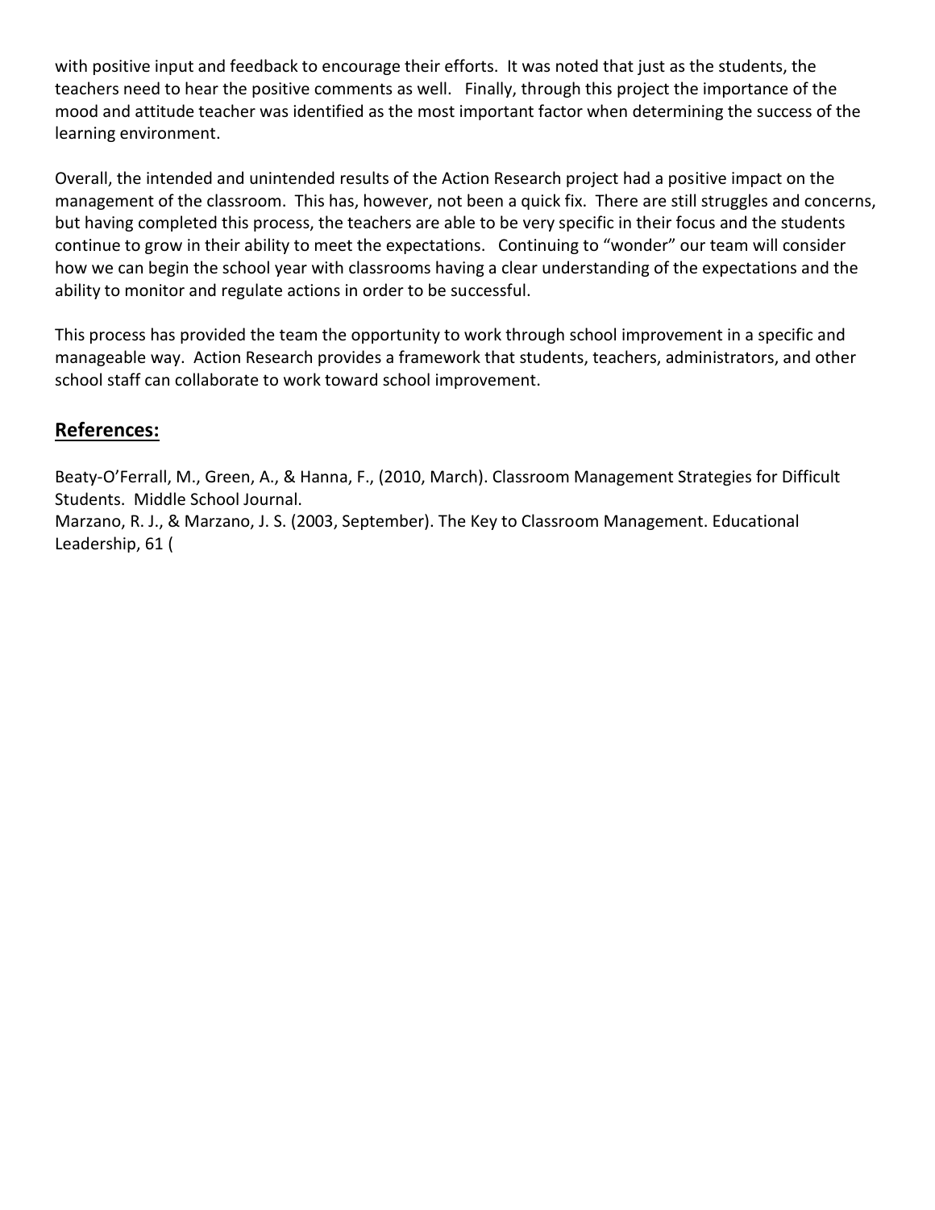with positive input and feedback to encourage their efforts. It was noted that just as the students, the teachers need to hear the positive comments as well. Finally, through this project the importance of the mood and attitude teacher was identified as the most important factor when determining the success of the learning environment.

Overall, the intended and unintended results of the Action Research project had a positive impact on the management of the classroom. This has, however, not been a quick fix. There are still struggles and concerns, but having completed this process, the teachers are able to be very specific in their focus and the students continue to grow in their ability to meet the expectations. Continuing to "wonder" our team will consider how we can begin the school year with classrooms having a clear understanding of the expectations and the ability to monitor and regulate actions in order to be successful.

This process has provided the team the opportunity to work through school improvement in a specific and manageable way. Action Research provides a framework that students, teachers, administrators, and other school staff can collaborate to work toward school improvement.

## References:

Beaty-O'Ferrall, M., Green, A., & Hanna, F., (2010, March). Classroom Management Strategies for Difficult Students. Middle School Journal.

Marzano, R. J., & Marzano, J. S. (2003, September). The Key to Classroom Management. Educational Leadership, 61 (